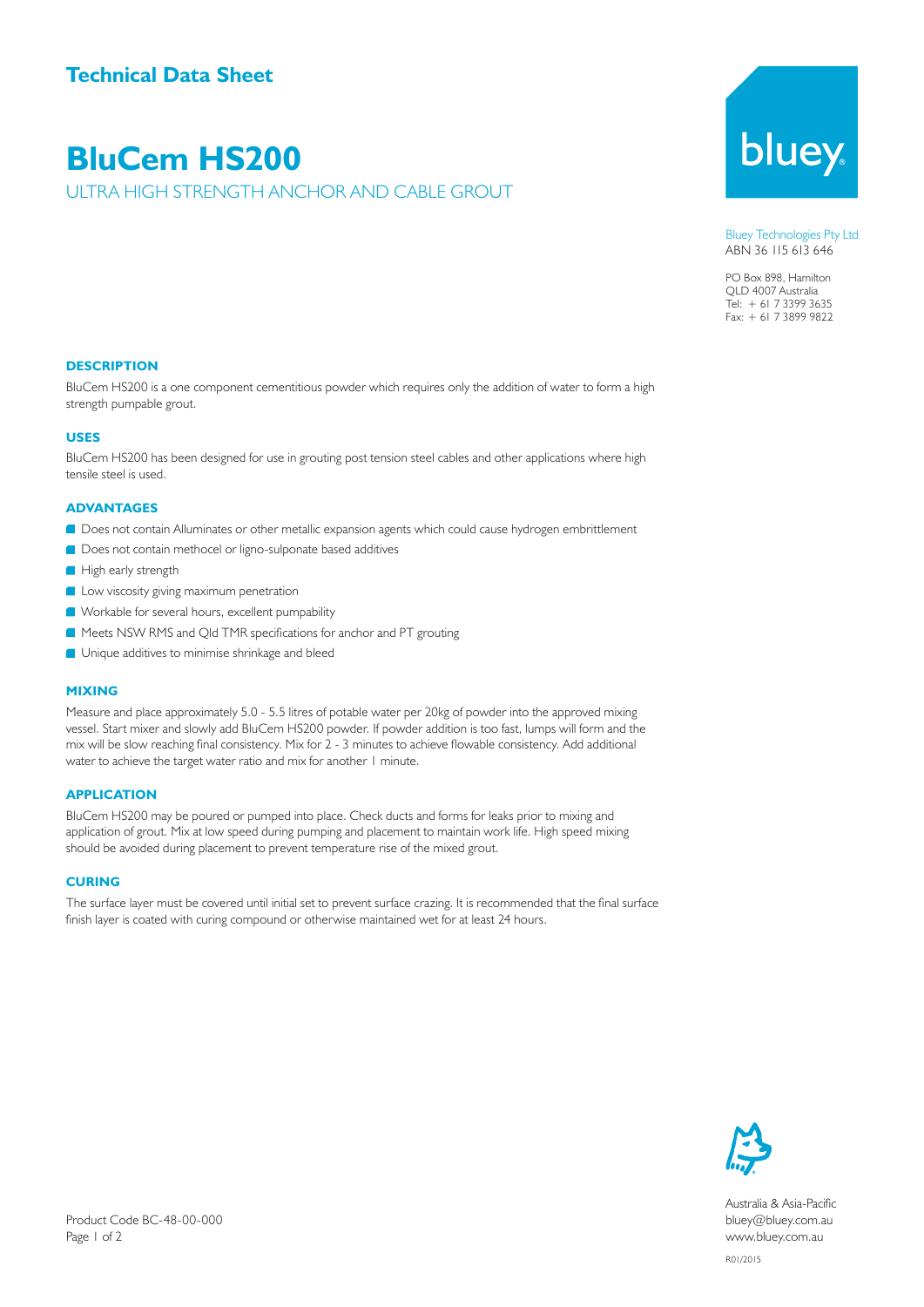# Technical Data Sheet

# BluCem HS200

ULTRA HIGH STRENGTH ANCHOR AND CABLE GROUT

Bluey Technologies Pty Ltd
ABN 36 115 613 646

PO Box 898, Hamilton
QLD 4007 Australia
Tel: + 61 7 3399 3635
Fax: + 61 7 3899 9822

## DESCRIPTION

BluCem HS200 is a one component cementitious powder which requires only the addition of water to form a high strength pumpable grout.

## USES

BluCem HS200 has been designed for use in grouting post tension steel cables and other applications where high tensile steel is used.

## ADVANTAGES

- Does not contain Alluminates or other metallic expansion agents which could cause hydrogen embrittlement
- Does not contain methocel or ligno-sulponate based additives
- High early strength
- Low viscosity giving maximum penetration
- Workable for several hours, excellent pumpability
- Meets NSW RMS and Qld TMR specifications for anchor and PT grouting
- Unique additives to minimise shrinkage and bleed

## MIXING

Measure and place approximately 5.0 - 5.5 litres of potable water per 20kg of powder into the approved mixing vessel. Start mixer and slowly add BluCem HS200 powder. If powder addition is too fast, lumps will form and the mix will be slow reaching final consistency. Mix for 2 - 3 minutes to achieve flowable consistency. Add additional water to achieve the target water ratio and mix for another 1 minute.

## APPLICATION

BluCem HS200 may be poured or pumped into place. Check ducts and forms for leaks prior to mixing and application of grout. Mix at low speed during pumping and placement to maintain work life. High speed mixing should be avoided during placement to prevent temperature rise of the mixed grout.

## CURING

The surface layer must be covered until initial set to prevent surface crazing. It is recommended that the final surface finish layer is coated with curing compound or otherwise maintained wet for at least 24 hours.

Product Code BC-48-00-000

Australia & Asia-Pacific
bluey@bluey.com.au
www.bluey.com.au

R01/2015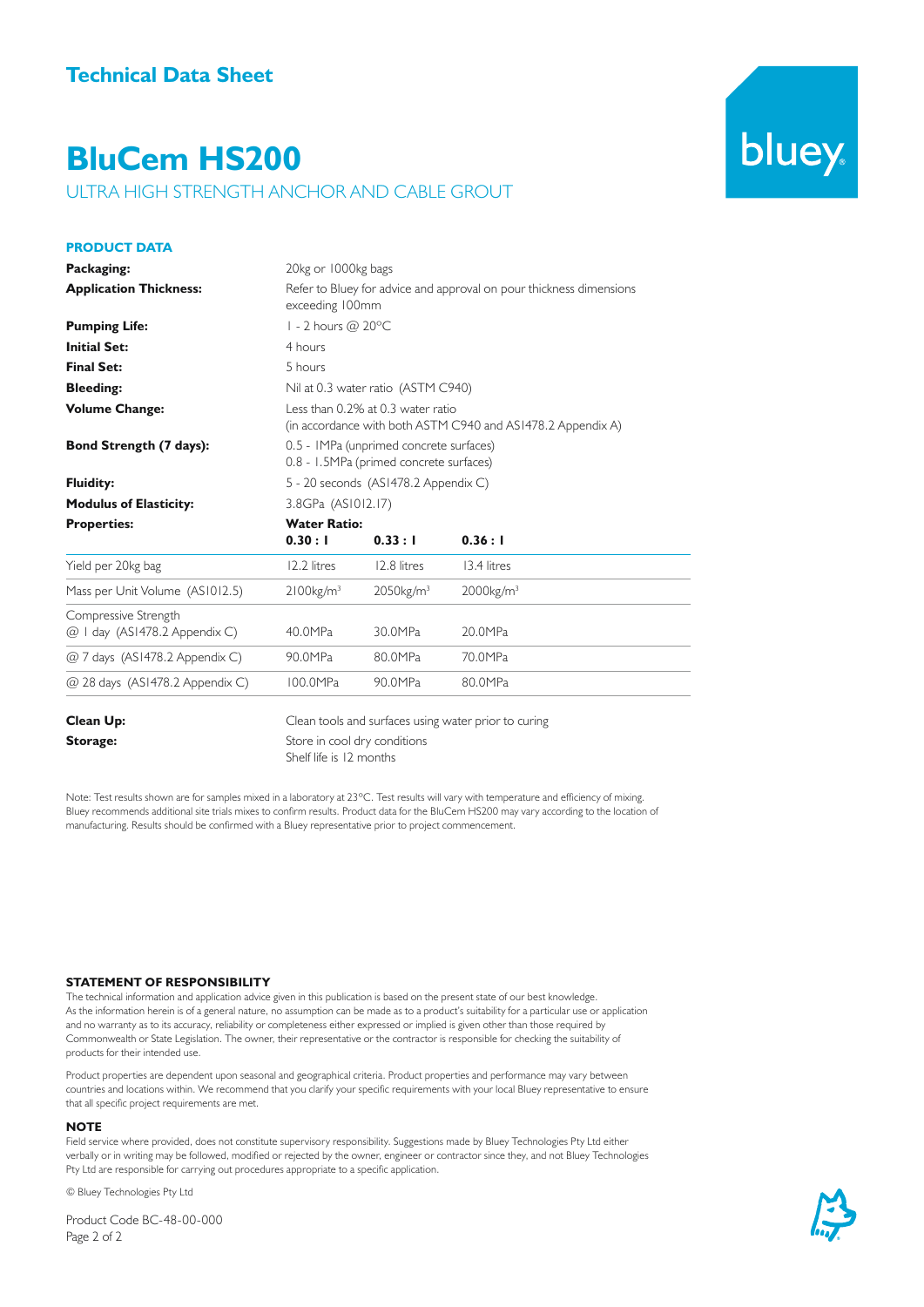## Technical Data Sheet

# BluCem HS200

ULTRA HIGH STRENGTH ANCHOR AND CABLE GROUT

### PRODUCT DATA

| | | | |
|---|---|---|---|
| **Packaging:** | 20kg or 1000kg bags | | |
| **Application Thickness:** | Refer to Bluey for advice and approval on pour thickness dimensions exceeding 100mm | | |
| **Pumping Life:** | 1 - 2 hours @ 20°C | | |
| **Initial Set:** | 4 hours | | |
| **Final Set:** | 5 hours | | |
| **Bleeding:** | Nil at 0.3 water ratio (ASTM C940) | | |
| **Volume Change:** | Less than 0.2% at 0.3 water ratio (in accordance with both ASTM C940 and AS1478.2 Appendix A) | | |
| **Bond Strength (7 days):** | 0.5 - 1MPa (unprimed concrete surfaces)<br>0.8 - 1.5MPa (primed concrete surfaces) | | |
| **Fluidity:** | 5 - 20 seconds (AS1478.2 Appendix C) | | |
| **Modulus of Elasticity:** | 3.8GPa (AS1012.17) | | |
| **Properties:** | **Water Ratio:** | | |
| | **0.30 : 1** | **0.33 : 1** | **0.36 : 1** |
| Yield per 20kg bag | 12.2 litres | 12.8 litres | 13.4 litres |
| Mass per Unit Volume (AS1012.5) | 2100kg/m³ | 2050kg/m³ | 2000kg/m³ |
| Compressive Strength @ 1 day (AS1478.2 Appendix C) | 40.0MPa | 30.0MPa | 20.0MPa |
| @ 7 days (AS1478.2 Appendix C) | 90.0MPa | 80.0MPa | 70.0MPa |
| @ 28 days (AS1478.2 Appendix C) | 100.0MPa | 90.0MPa | 80.0MPa |
| **Clean Up:** | Clean tools and surfaces using water prior to curing | | |
| **Storage:** | Store in cool dry conditions<br>Shelf life is 12 months | | |

Note: Test results shown are for samples mixed in a laboratory at 23°C. Test results will vary with temperature and efficiency of mixing. Bluey recommends additional site trials mixes to confirm results. Product data for the BluCem HS200 may vary according to the location of manufacturing. Results should be confirmed with a Bluey representative prior to project commencement.

### STATEMENT OF RESPONSIBILITY

The technical information and application advice given in this publication is based on the present state of our best knowledge. As the information herein is of a general nature, no assumption can be made as to a product's suitability for a particular use or application and no warranty as to its accuracy, reliability or completeness either expressed or implied is given other than those required by Commonwealth or State Legislation. The owner, their representative or the contractor is responsible for checking the suitability of products for their intended use.

Product properties are dependent upon seasonal and geographical criteria. Product properties and performance may vary between countries and locations within. We recommend that you clarify your specific requirements with your local Bluey representative to ensure that all specific project requirements are met.

### NOTE

Field service where provided, does not constitute supervisory responsibility. Suggestions made by Bluey Technologies Pty Ltd either verbally or in writing may be followed, modified or rejected by the owner, engineer or contractor since they, and not Bluey Technologies Pty Ltd are responsible for carrying out procedures appropriate to a specific application.

© Bluey Technologies Pty Ltd

Product Code BC-48-00-000